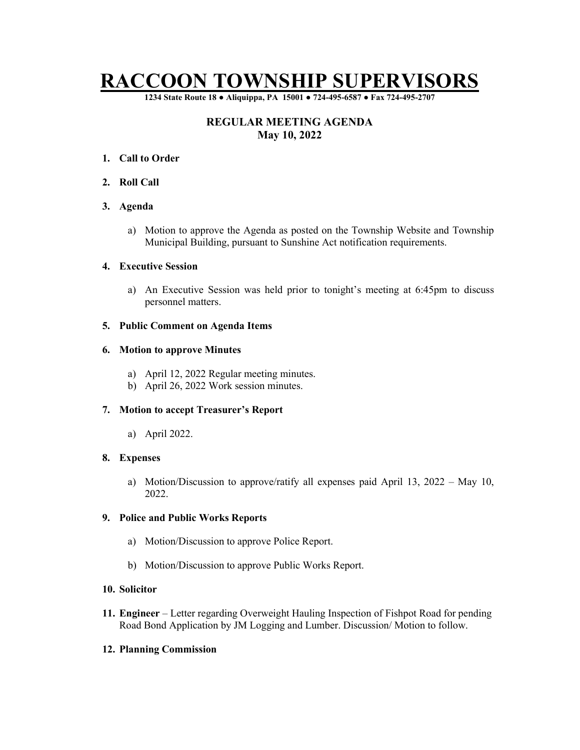# RACCOON TOWNSHIP SUPERVISORS

**1234 State Route 18 ● Aliquippa, PA 15001 ● 724-495-6587 ● Fax 724-495-2707**

## REGULAR MEETING AGENDA
## May 10, 2022

1. **Call to Order**

2. **Roll Call**

3. **Agenda**

   a) Motion to approve the Agenda as posted on the Township Website and Township Municipal Building, pursuant to Sunshine Act notification requirements.

4. **Executive Session**

   a) An Executive Session was held prior to tonight's meeting at 6:45pm to discuss personnel matters.

5. **Public Comment on Agenda Items**

6. **Motion to approve Minutes**

   a) April 12, 2022 Regular meeting minutes.
   b) April 26, 2022 Work session minutes.

7. **Motion to accept Treasurer's Report**

   a) April 2022.

8. **Expenses**

   a) Motion/Discussion to approve/ratify all expenses paid April 13, 2022 – May 10, 2022.

9. **Police and Public Works Reports**

   a) Motion/Discussion to approve Police Report.

   b) Motion/Discussion to approve Public Works Report.

10. **Solicitor**

11. **Engineer** – Letter regarding Overweight Hauling Inspection of Fishpot Road for pending Road Bond Application by JM Logging and Lumber. Discussion/ Motion to follow.

12. **Planning Commission**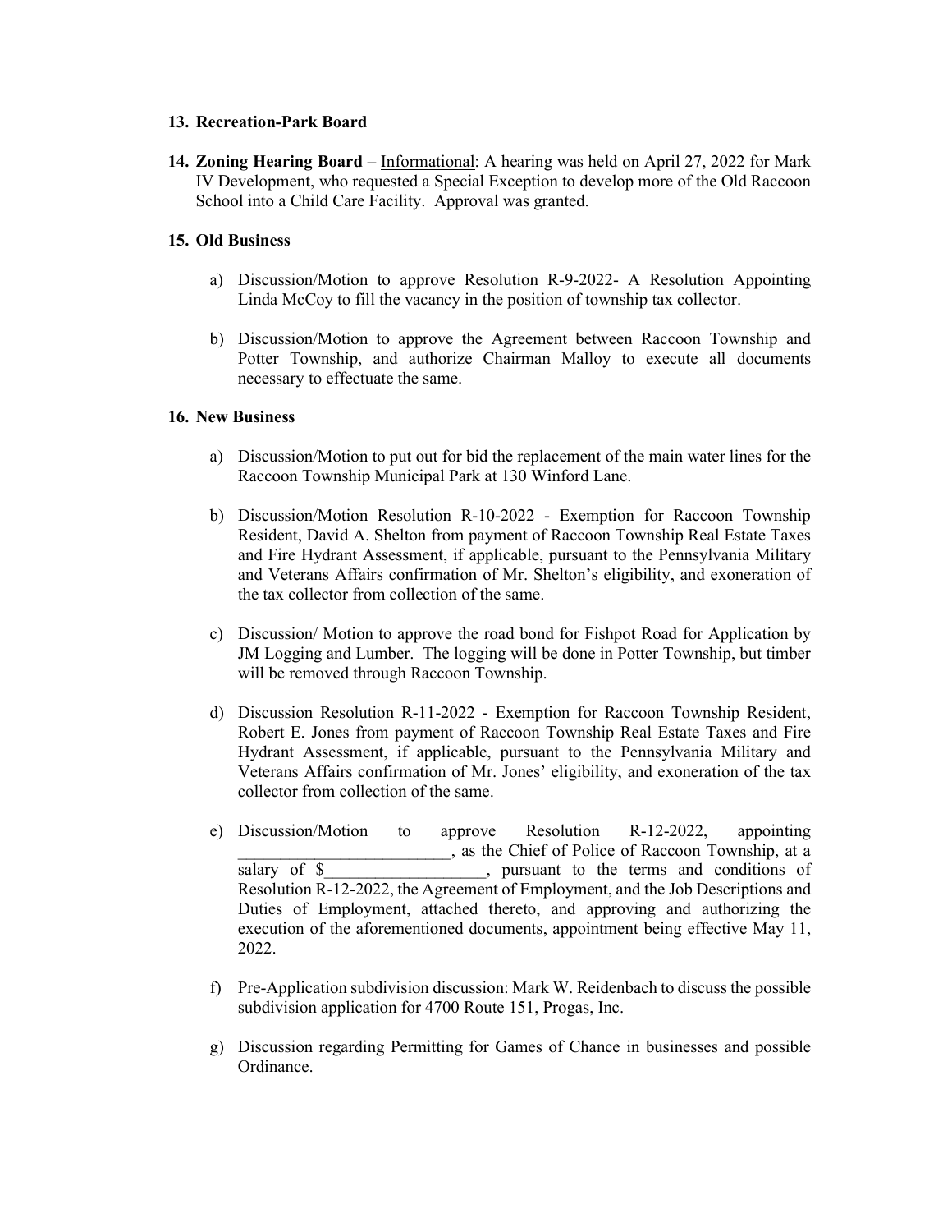**13. Recreation-Park Board**

**14. Zoning Hearing Board** – Informational: A hearing was held on April 27, 2022 for Mark IV Development, who requested a Special Exception to develop more of the Old Raccoon School into a Child Care Facility. Approval was granted.

**15. Old Business**

a) Discussion/Motion to approve Resolution R-9-2022- A Resolution Appointing Linda McCoy to fill the vacancy in the position of township tax collector.

b) Discussion/Motion to approve the Agreement between Raccoon Township and Potter Township, and authorize Chairman Malloy to execute all documents necessary to effectuate the same.

**16. New Business**

a) Discussion/Motion to put out for bid the replacement of the main water lines for the Raccoon Township Municipal Park at 130 Winford Lane.

b) Discussion/Motion Resolution R-10-2022 - Exemption for Raccoon Township Resident, David A. Shelton from payment of Raccoon Township Real Estate Taxes and Fire Hydrant Assessment, if applicable, pursuant to the Pennsylvania Military and Veterans Affairs confirmation of Mr. Shelton's eligibility, and exoneration of the tax collector from collection of the same.

c) Discussion/ Motion to approve the road bond for Fishpot Road for Application by JM Logging and Lumber. The logging will be done in Potter Township, but timber will be removed through Raccoon Township.

d) Discussion Resolution R-11-2022 - Exemption for Raccoon Township Resident, Robert E. Jones from payment of Raccoon Township Real Estate Taxes and Fire Hydrant Assessment, if applicable, pursuant to the Pennsylvania Military and Veterans Affairs confirmation of Mr. Jones' eligibility, and exoneration of the tax collector from collection of the same.

e) Discussion/Motion to approve Resolution R-12-2022, appointing _________________________, as the Chief of Police of Raccoon Township, at a salary of $__________________, pursuant to the terms and conditions of Resolution R-12-2022, the Agreement of Employment, and the Job Descriptions and Duties of Employment, attached thereto, and approving and authorizing the execution of the aforementioned documents, appointment being effective May 11, 2022.

f) Pre-Application subdivision discussion: Mark W. Reidenbach to discuss the possible subdivision application for 4700 Route 151, Progas, Inc.

g) Discussion regarding Permitting for Games of Chance in businesses and possible Ordinance.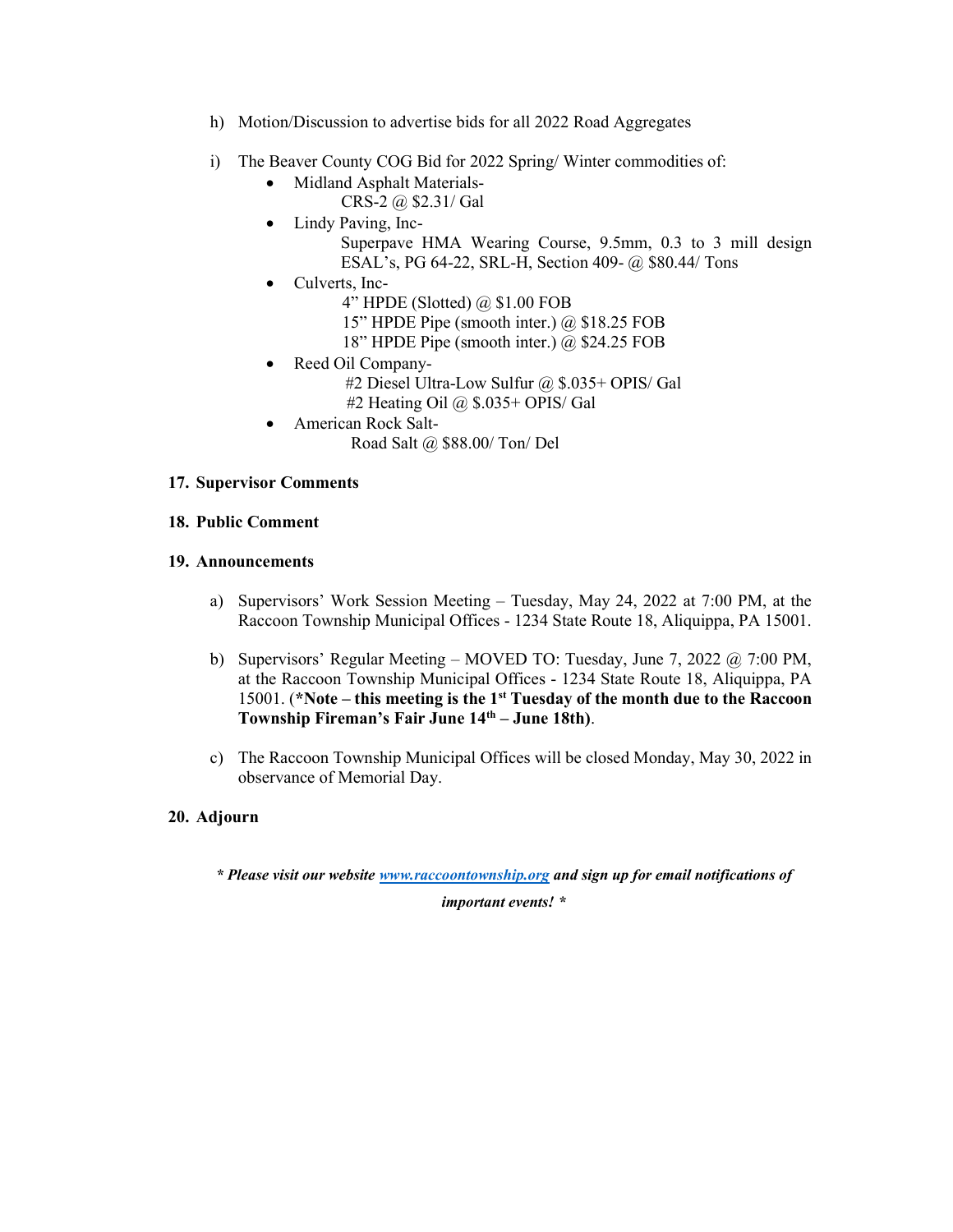h) Motion/Discussion to advertise bids for all 2022 Road Aggregates

i) The Beaver County COG Bid for 2022 Spring/ Winter commodities of:
   - Midland Asphalt Materials-
     CRS-2 @ $2.31/ Gal
   - Lindy Paving, Inc-
     Superpave HMA Wearing Course, 9.5mm, 0.3 to 3 mill design ESAL's, PG 64-22, SRL-H, Section 409- @ $80.44/ Tons
   - Culverts, Inc-
     4" HPDE (Slotted) @ $1.00 FOB
     15" HPDE Pipe (smooth inter.) @ $18.25 FOB
     18" HPDE Pipe (smooth inter.) @ $24.25 FOB
   - Reed Oil Company-
     #2 Diesel Ultra-Low Sulfur @ $.035+ OPIS/ Gal
     #2 Heating Oil @ $.035+ OPIS/ Gal
   - American Rock Salt-
     Road Salt @ $88.00/ Ton/ Del

**17. Supervisor Comments**

**18. Public Comment**

**19. Announcements**

a) Supervisors' Work Session Meeting – Tuesday, May 24, 2022 at 7:00 PM, at the Raccoon Township Municipal Offices - 1234 State Route 18, Aliquippa, PA 15001.

b) Supervisors' Regular Meeting – MOVED TO: Tuesday, June 7, 2022 @ 7:00 PM, at the Raccoon Township Municipal Offices - 1234 State Route 18, Aliquippa, PA 15001. (**\*Note – this meeting is the 1st Tuesday of the month due to the Raccoon Township Fireman's Fair June 14th – June 18th)**.

c) The Raccoon Township Municipal Offices will be closed Monday, May 30, 2022 in observance of Memorial Day.

**20. Adjourn**

***\* Please visit our website [www.raccoontownship.org](http://www.raccoontownship.org) and sign up for email notifications of important events! \****